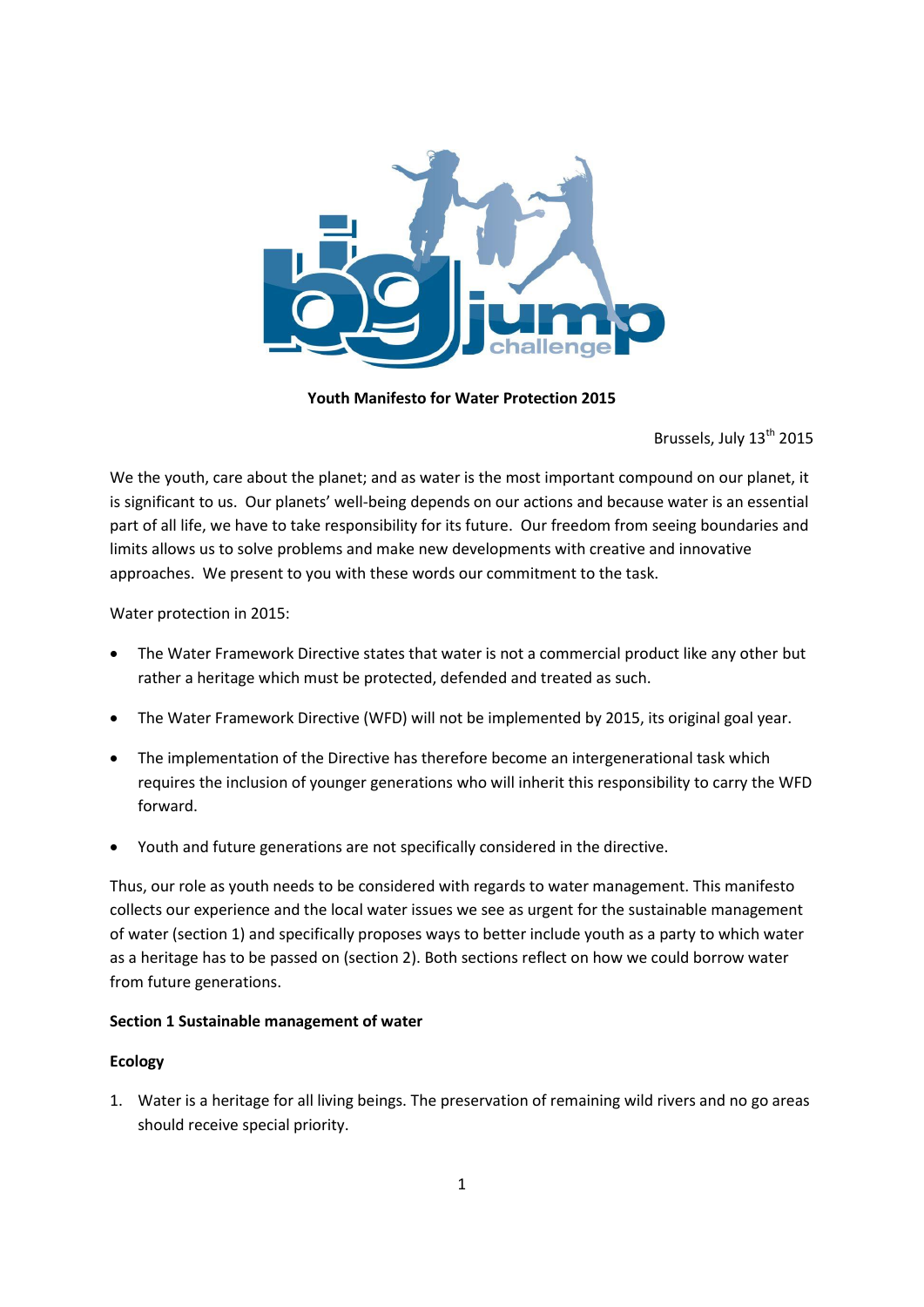**Youth Manifesto for Water Protection 2015**

Brussels, July 13th 2015

We the youth, care about the planet; and as water is the most important compound on our planet, it is significant to us. Our planets' well-being depends on our actions and because water is an essential part of all life, we have to take responsibility for its future. Our freedom from seeing boundaries and limits allows us to solve problems and make new developments with creative and innovative approaches. We present to you with these words our commitment to the task.

Water protection in 2015:

- The Water Framework Directive states that water is not a commercial product like any other but rather a heritage which must be protected, defended and treated as such.
- The Water Framework Directive (WFD) will not be implemented by 2015, its original goal year.
- The implementation of the Directive has therefore become an intergenerational task which requires the inclusion of younger generations who will inherit this responsibility to carry the WFD forward.
- Youth and future generations are not specifically considered in the directive.

Thus, our role as youth needs to be considered with regards to water management. This manifesto collects our experience and the local water issues we see as urgent for the sustainable management of water (section 1) and specifically proposes ways to better include youth as a party to which water as a heritage has to be passed on (section 2). Both sections reflect on how we could borrow water from future generations.

**Section 1 Sustainable management of water**

**Ecology**

1. Water is a heritage for all living beings. The preservation of remaining wild rivers and no go areas should receive special priority.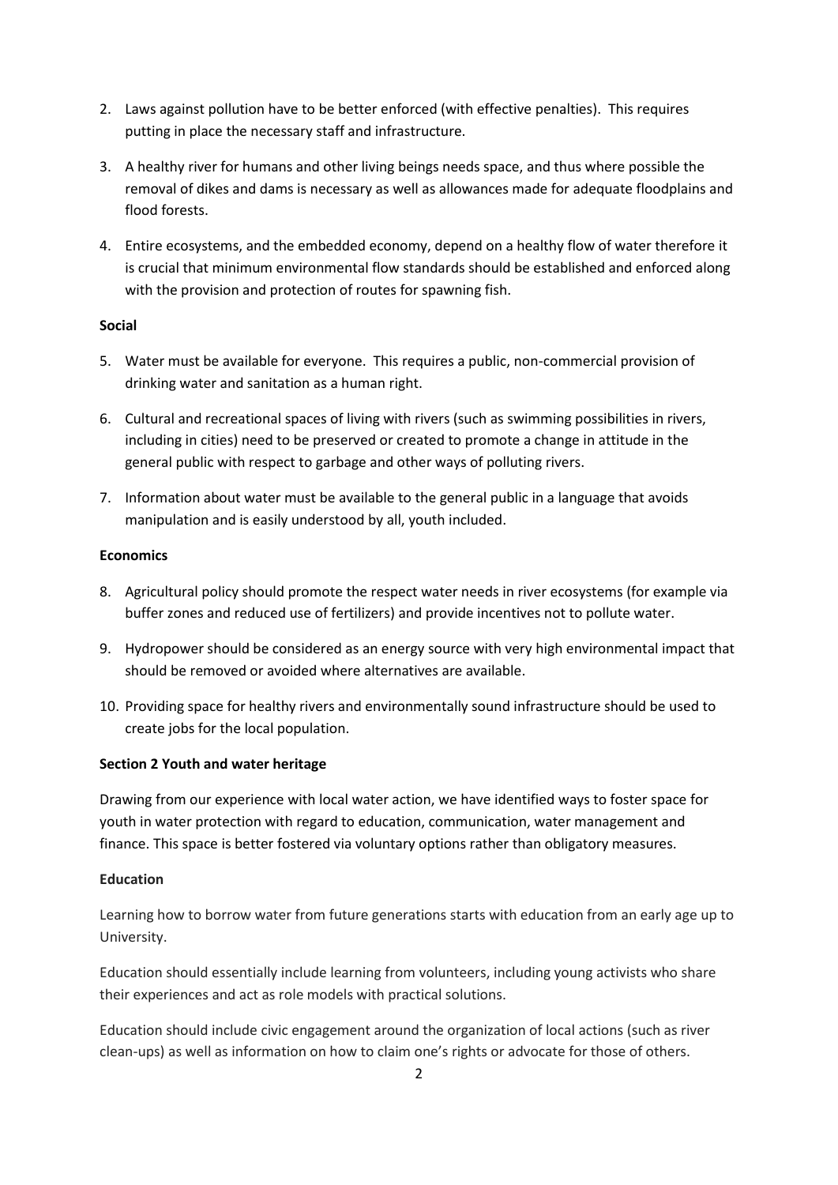2. Laws against pollution have to be better enforced (with effective penalties). This requires putting in place the necessary staff and infrastructure.
3. A healthy river for humans and other living beings needs space, and thus where possible the removal of dikes and dams is necessary as well as allowances made for adequate floodplains and flood forests.
4. Entire ecosystems, and the embedded economy, depend on a healthy flow of water therefore it is crucial that minimum environmental flow standards should be established and enforced along with the provision and protection of routes for spawning fish.

**Social**

5. Water must be available for everyone. This requires a public, non-commercial provision of drinking water and sanitation as a human right.
6. Cultural and recreational spaces of living with rivers (such as swimming possibilities in rivers, including in cities) need to be preserved or created to promote a change in attitude in the general public with respect to garbage and other ways of polluting rivers.
7. Information about water must be available to the general public in a language that avoids manipulation and is easily understood by all, youth included.

**Economics**

8. Agricultural policy should promote the respect water needs in river ecosystems (for example via buffer zones and reduced use of fertilizers) and provide incentives not to pollute water.
9. Hydropower should be considered as an energy source with very high environmental impact that should be removed or avoided where alternatives are available.
10. Providing space for healthy rivers and environmentally sound infrastructure should be used to create jobs for the local population.

**Section 2 Youth and water heritage**

Drawing from our experience with local water action, we have identified ways to foster space for youth in water protection with regard to education, communication, water management and finance. This space is better fostered via voluntary options rather than obligatory measures.

**Education**

Learning how to borrow water from future generations starts with education from an early age up to University.

Education should essentially include learning from volunteers, including young activists who share their experiences and act as role models with practical solutions.

Education should include civic engagement around the organization of local actions (such as river clean-ups) as well as information on how to claim one's rights or advocate for those of others.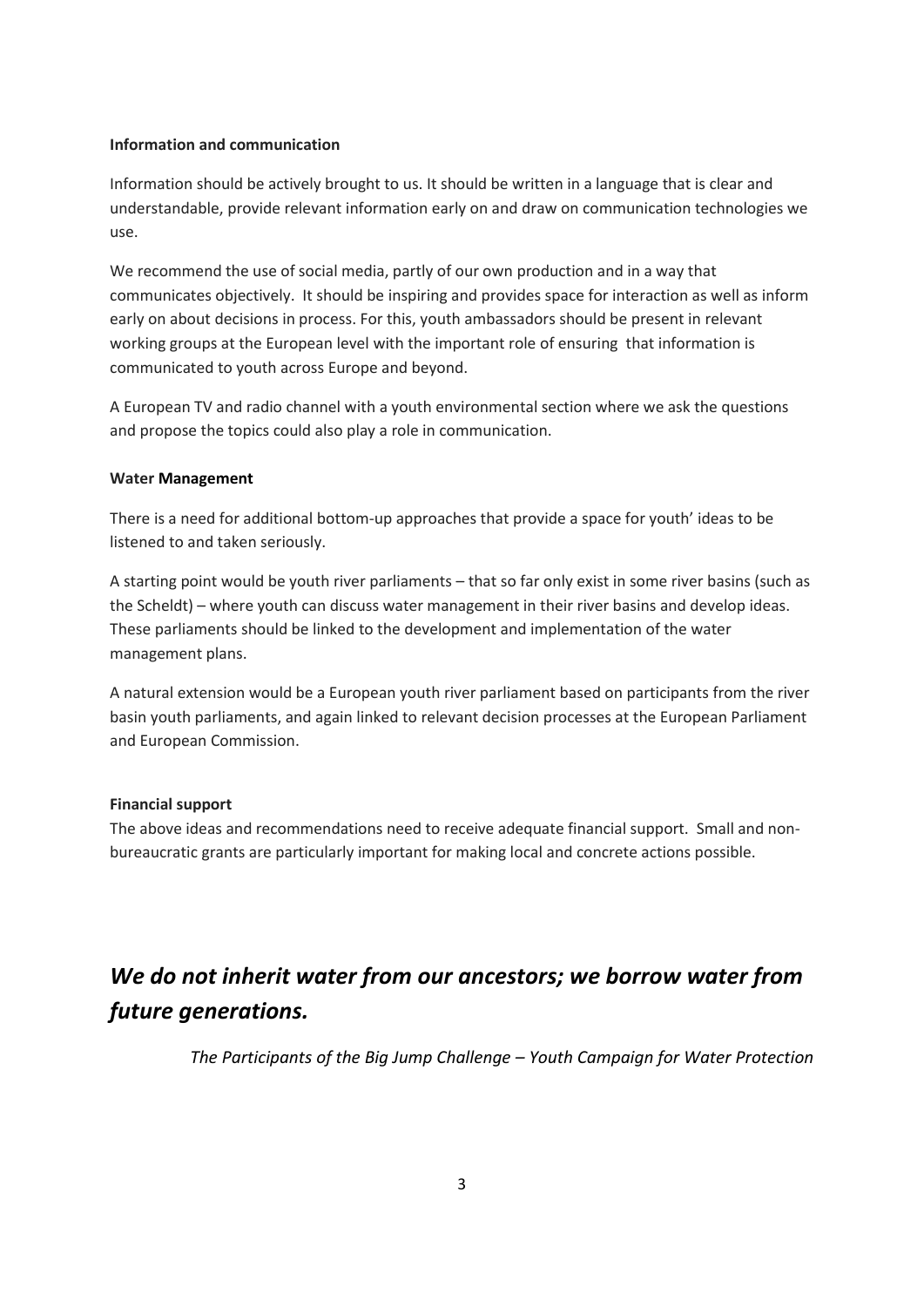**Information and communication**

Information should be actively brought to us. It should be written in a language that is clear and understandable, provide relevant information early on and draw on communication technologies we use.

We recommend the use of social media, partly of our own production and in a way that communicates objectively. It should be inspiring and provides space for interaction as well as inform early on about decisions in process. For this, youth ambassadors should be present in relevant working groups at the European level with the important role of ensuring that information is communicated to youth across Europe and beyond.

A European TV and radio channel with a youth environmental section where we ask the questions and propose the topics could also play a role in communication.

**Water Management**

There is a need for additional bottom-up approaches that provide a space for youth' ideas to be listened to and taken seriously.

A starting point would be youth river parliaments – that so far only exist in some river basins (such as the Scheldt) – where youth can discuss water management in their river basins and develop ideas. These parliaments should be linked to the development and implementation of the water management plans.

A natural extension would be a European youth river parliament based on participants from the river basin youth parliaments, and again linked to relevant decision processes at the European Parliament and European Commission.

**Financial support**

The above ideas and recommendations need to receive adequate financial support. Small and non-bureaucratic grants are particularly important for making local and concrete actions possible.

## *We do not inherit water from our ancestors; we borrow water from future generations.*

*The Participants of the Big Jump Challenge – Youth Campaign for Water Protection*